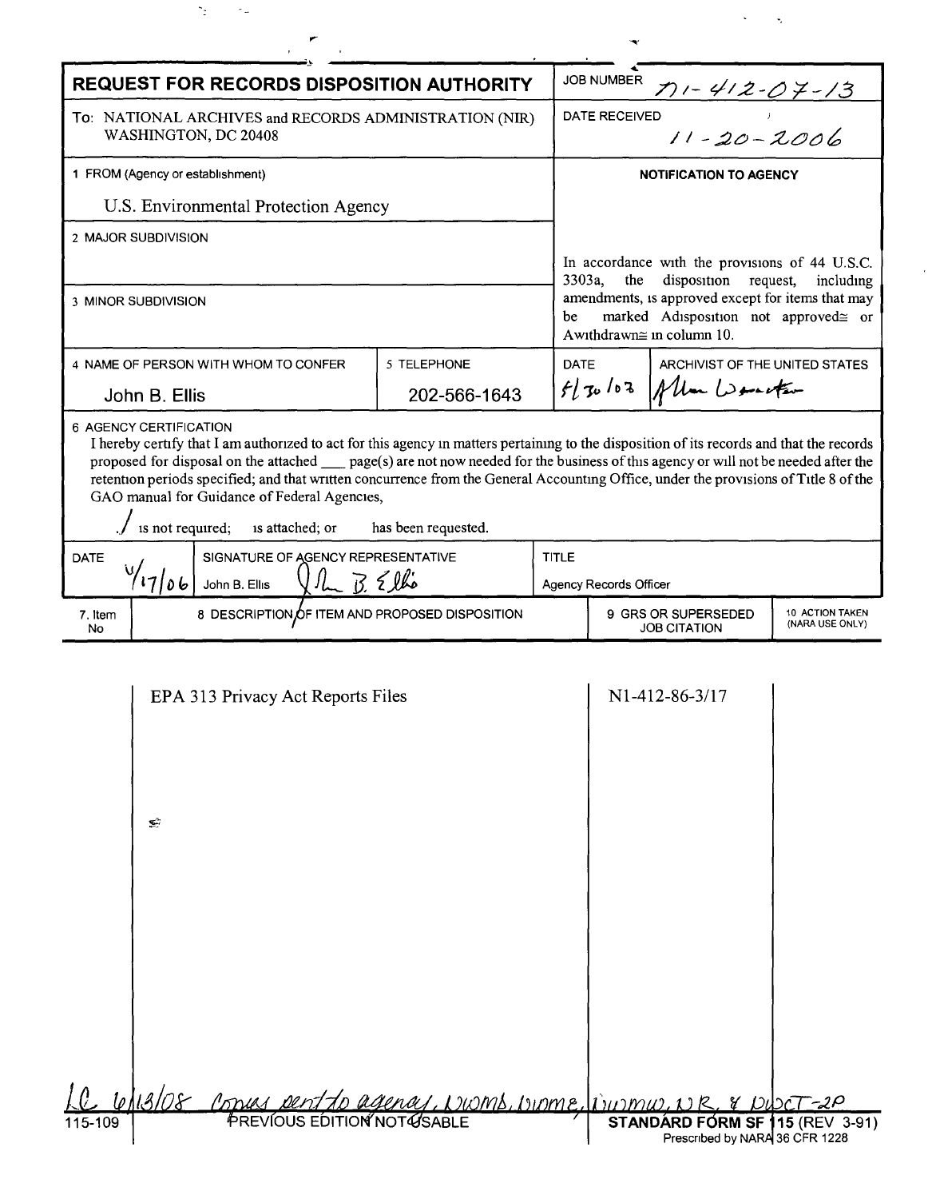# REQUEST FOR RECORDS DISPOSITION AUTHORITY

| | |
|---|---|
| To: NATIONAL ARCHIVES and RECORDS ADMINISTRATION (NIR) WASHINGTON, DC 20408 | JOB NUMBER N1-412-07-13 |
| | DATE RECEIVED 11-20-2006 |
| 1 FROM (Agency or establishment) U.S. Environmental Protection Agency | NOTIFICATION TO AGENCY |
| 2 MAJOR SUBDIVISION | In accordance with the provisions of 44 U.S.C. 3303a, the disposition request, including amendments, is approved except for items that may be marked Adisposition not approved≅ or Awithdrawn≅ in column 10. |
| 3 MINOR SUBDIVISION | |

| 4 NAME OF PERSON WITH WHOM TO CONFER | 5 TELEPHONE | DATE | ARCHIVIST OF THE UNITED STATES |
|---|---|---|---|
| John B. Ellis | 202-566-1643 | 5/30/07 | Allen Weinstein |

6 AGENCY CERTIFICATION

I hereby certify that I am authorized to act for this agency in matters pertaining to the disposition of its records and that the records proposed for disposal on the attached ___ page(s) are not now needed for the business of this agency or will not be needed after the retention periods specified; and that written concurrence from the General Accounting Office, under the provisions of Title 8 of the GAO manual for Guidance of Federal Agencies,

✓ is not required; is attached; or has been requested.

| DATE | SIGNATURE OF AGENCY REPRESENTATIVE | TITLE |
|---|---|---|
| 11/17/06 | John B. Ellis | Agency Records Officer |

| 7. Item No | 8 DESCRIPTION OF ITEM AND PROPOSED DISPOSITION | 9 GRS OR SUPERSEDED JOB CITATION | 10 ACTION TAKEN (NARA USE ONLY) |
|---|---|---|---|
| | EPA 313 Privacy Act Reports Files | N1-412-86-3/17 | |

LC 6/13/08 copies sent to agency, NWMD, NWME, NWMW, NR, & NWCT-2P

115-109 PREVIOUS EDITION NOT USABLE STANDARD FORM SF 115 (REV 3-91) Prescribed by NARA 36 CFR 1228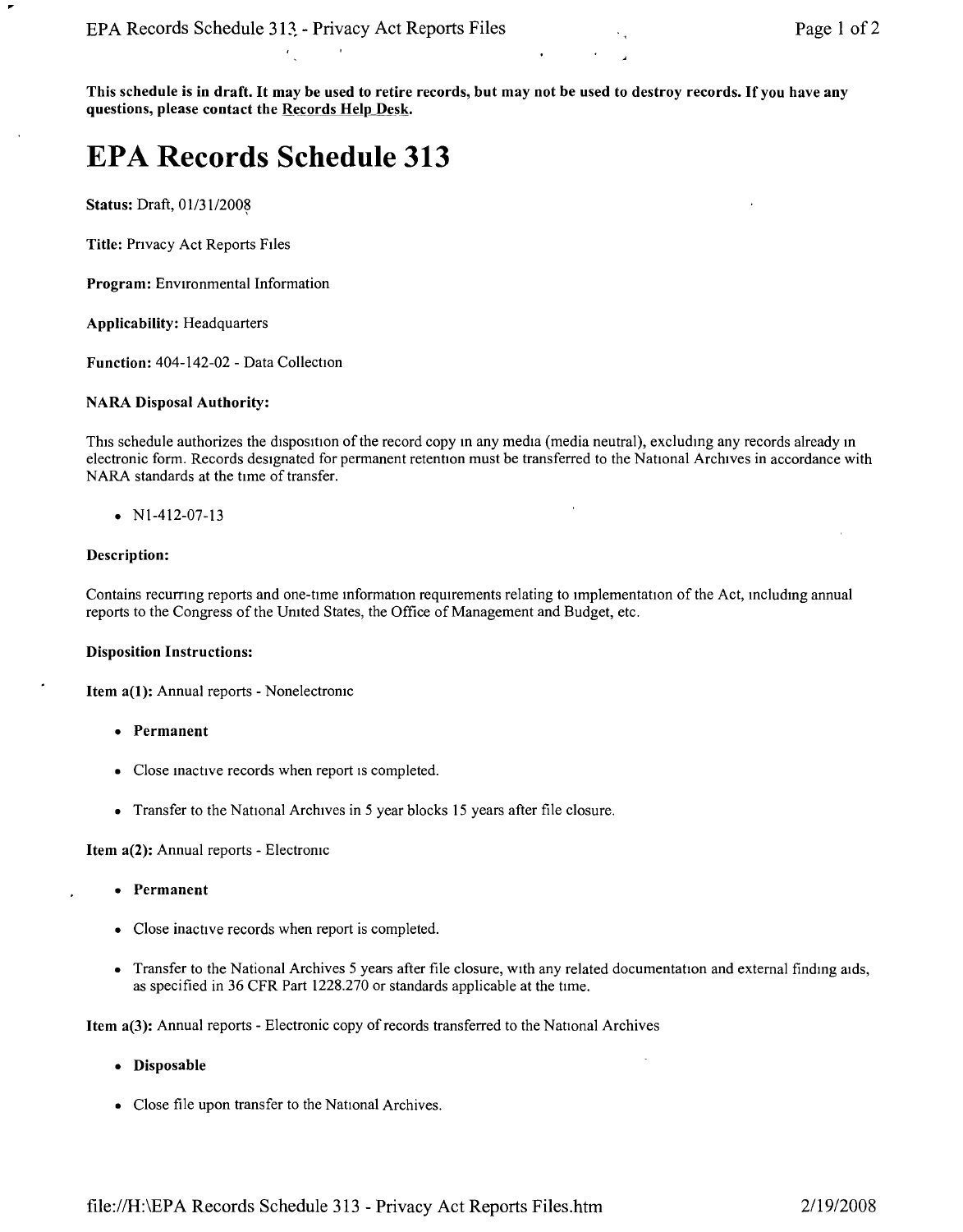**This schedule is in draft. It may be used to retire records, but may not be used to destroy records. If you have any questions, please contact the Records Help Desk.**

# EPA Records Schedule 313

**Status:** Draft, 01/31/2008

**Title:** Privacy Act Reports Files

**Program:** Environmental Information

**Applicability:** Headquarters

**Function:** 404-142-02 - Data Collection

**NARA Disposal Authority:**

This schedule authorizes the disposition of the record copy in any media (media neutral), excluding any records already in electronic form. Records designated for permanent retention must be transferred to the National Archives in accordance with NARA standards at the time of transfer.

- N1-412-07-13

**Description:**

Contains recurring reports and one-time information requirements relating to implementation of the Act, including annual reports to the Congress of the United States, the Office of Management and Budget, etc.

**Disposition Instructions:**

**Item a(1):** Annual reports - Nonelectronic

- **Permanent**
- Close inactive records when report is completed.
- Transfer to the National Archives in 5 year blocks 15 years after file closure.

**Item a(2):** Annual reports - Electronic

- **Permanent**
- Close inactive records when report is completed.
- Transfer to the National Archives 5 years after file closure, with any related documentation and external finding aids, as specified in 36 CFR Part 1228.270 or standards applicable at the time.

**Item a(3):** Annual reports - Electronic copy of records transferred to the National Archives

- **Disposable**
- Close file upon transfer to the National Archives.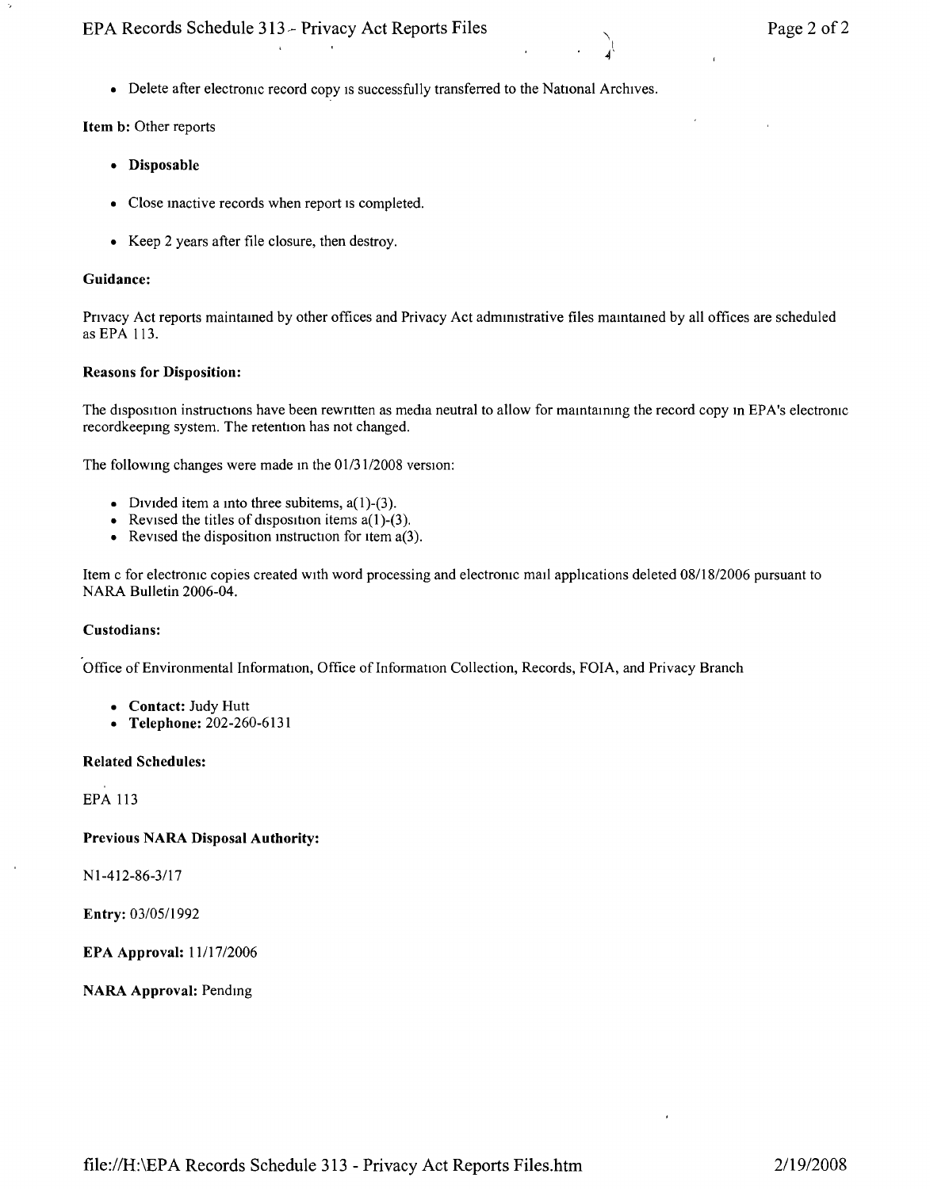- Delete after electronic record copy is successfully transferred to the National Archives.

**Item b:** Other reports

- **Disposable**
- Close inactive records when report is completed.
- Keep 2 years after file closure, then destroy.

**Guidance:**

Privacy Act reports maintained by other offices and Privacy Act administrative files maintained by all offices are scheduled as EPA 113.

**Reasons for Disposition:**

The disposition instructions have been rewritten as media neutral to allow for maintaining the record copy in EPA's electronic recordkeeping system. The retention has not changed.

The following changes were made in the 01/31/2008 version:

- Divided item a into three subitems, a(1)-(3).
- Revised the titles of disposition items a(1)-(3).
- Revised the disposition instruction for item a(3).

Item c for electronic copies created with word processing and electronic mail applications deleted 08/18/2006 pursuant to NARA Bulletin 2006-04.

**Custodians:**

Office of Environmental Information, Office of Information Collection, Records, FOIA, and Privacy Branch

- **Contact:** Judy Hutt
- **Telephone:** 202-260-6131

**Related Schedules:**

EPA 113

**Previous NARA Disposal Authority:**

N1-412-86-3/17

**Entry:** 03/05/1992

**EPA Approval:** 11/17/2006

**NARA Approval:** Pending